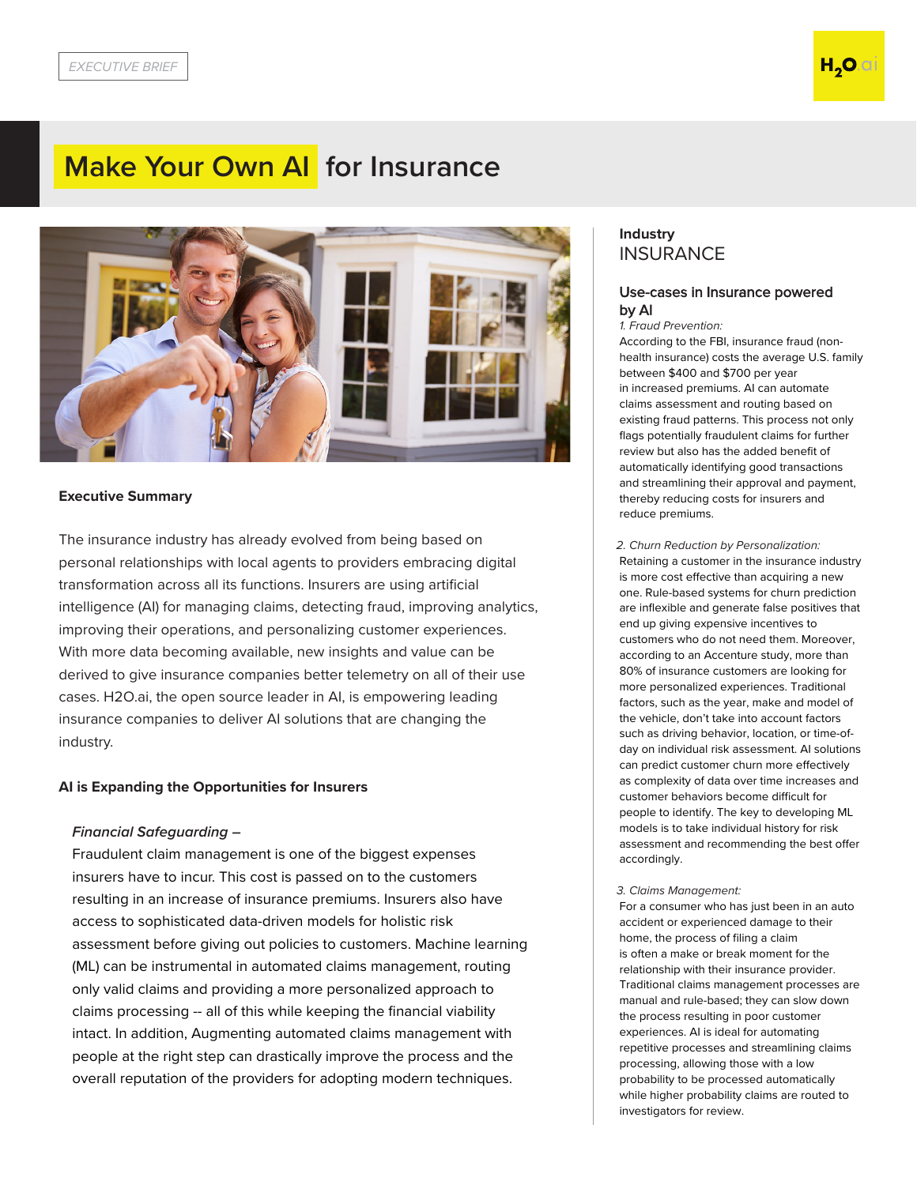EXECUTIVE BRIEF

# Make Your Own AI for Insurance

## Executive Summary

The insurance industry has already evolved from being based on personal relationships with local agents to providers embracing digital transformation across all its functions. Insurers are using artificial intelligence (AI) for managing claims, detecting fraud, improving analytics, improving their operations, and personalizing customer experiences. With more data becoming available, new insights and value can be derived to give insurance companies better telemetry on all of their use cases. H2O.ai, the open source leader in AI, is empowering leading insurance companies to deliver AI solutions that are changing the industry.

## AI is Expanding the Opportunities for Insurers

*Financial Safeguarding –*
Fraudulent claim management is one of the biggest expenses insurers have to incur. This cost is passed on to the customers resulting in an increase of insurance premiums. Insurers also have access to sophisticated data-driven models for holistic risk assessment before giving out policies to customers. Machine learning (ML) can be instrumental in automated claims management, routing only valid claims and providing a more personalized approach to claims processing -- all of this while keeping the financial viability intact. In addition, Augmenting automated claims management with people at the right step can drastically improve the process and the overall reputation of the providers for adopting modern techniques.

**Industry**
INSURANCE

### Use-cases in Insurance powered by AI

*1. Fraud Prevention:*
According to the FBI, insurance fraud (non-health insurance) costs the average U.S. family between $400 and $700 per year in increased premiums. AI can automate claims assessment and routing based on existing fraud patterns. This process not only flags potentially fraudulent claims for further review but also has the added benefit of automatically identifying good transactions and streamlining their approval and payment, thereby reducing costs for insurers and reduce premiums.

*2. Churn Reduction by Personalization:*
Retaining a customer in the insurance industry is more cost effective than acquiring a new one. Rule-based systems for churn prediction are inflexible and generate false positives that end up giving expensive incentives to customers who do not need them. Moreover, according to an Accenture study, more than 80% of insurance customers are looking for more personalized experiences. Traditional factors, such as the year, make and model of the vehicle, don't take into account factors such as driving behavior, location, or time-of-day on individual risk assessment. AI solutions can predict customer churn more effectively as complexity of data over time increases and customer behaviors become difficult for people to identify. The key to developing ML models is to take individual history for risk assessment and recommending the best offer accordingly.

*3. Claims Management:*
For a consumer who has just been in an auto accident or experienced damage to their home, the process of filing a claim is often a make or break moment for the relationship with their insurance provider. Traditional claims management processes are manual and rule-based; they can slow down the process resulting in poor customer experiences. AI is ideal for automating repetitive processes and streamlining claims processing, allowing those with a low probability to be processed automatically while higher probability claims are routed to investigators for review.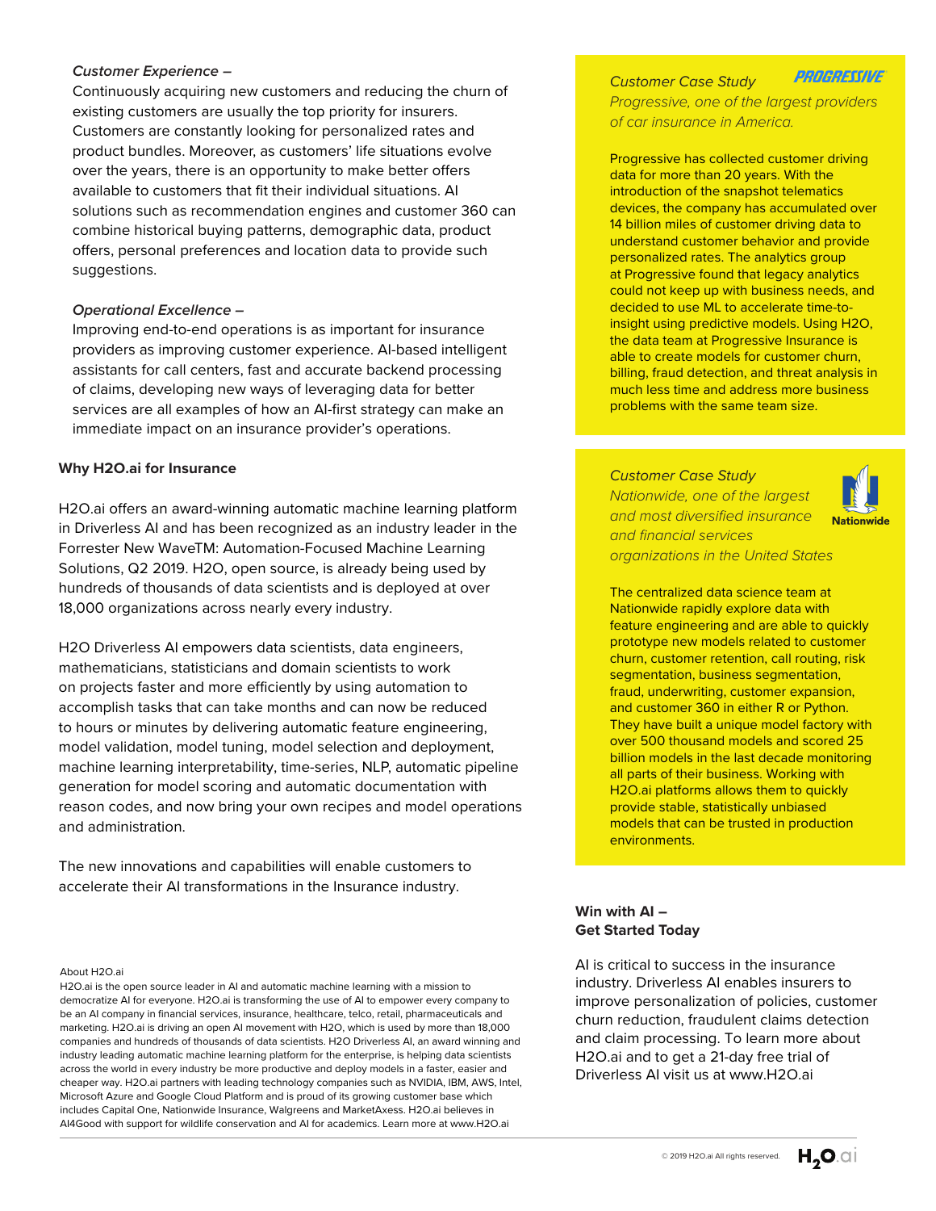*Customer Experience –*

Continuously acquiring new customers and reducing the churn of existing customers are usually the top priority for insurers. Customers are constantly looking for personalized rates and product bundles. Moreover, as customers' life situations evolve over the years, there is an opportunity to make better offers available to customers that fit their individual situations. AI solutions such as recommendation engines and customer 360 can combine historical buying patterns, demographic data, product offers, personal preferences and location data to provide such suggestions.

*Operational Excellence –*

Improving end-to-end operations is as important for insurance providers as improving customer experience. AI-based intelligent assistants for call centers, fast and accurate backend processing of claims, developing new ways of leveraging data for better services are all examples of how an AI-first strategy can make an immediate impact on an insurance provider's operations.

**Why H2O.ai for Insurance**

H2O.ai offers an award-winning automatic machine learning platform in Driverless AI and has been recognized as an industry leader in the Forrester New WaveTM: Automation-Focused Machine Learning Solutions, Q2 2019. H2O, open source, is already being used by hundreds of thousands of data scientists and is deployed at over 18,000 organizations across nearly every industry.

H2O Driverless AI empowers data scientists, data engineers, mathematicians, statisticians and domain scientists to work on projects faster and more efficiently by using automation to accomplish tasks that can take months and can now be reduced to hours or minutes by delivering automatic feature engineering, model validation, model tuning, model selection and deployment, machine learning interpretability, time-series, NLP, automatic pipeline generation for model scoring and automatic documentation with reason codes, and now bring your own recipes and model operations and administration.

The new innovations and capabilities will enable customers to accelerate their AI transformations in the Insurance industry.

*Customer Case Study*

PROGRESSIVE

*Progressive, one of the largest providers of car insurance in America.*

Progressive has collected customer driving data for more than 20 years. With the introduction of the snapshot telematics devices, the company has accumulated over 14 billion miles of customer driving data to understand customer behavior and provide personalized rates. The analytics group at Progressive found that legacy analytics could not keep up with business needs, and decided to use ML to accelerate time-to-insight using predictive models. Using H2O, the data team at Progressive Insurance is able to create models for customer churn, billing, fraud detection, and threat analysis in much less time and address more business problems with the same team size.

*Customer Case Study*

*Nationwide, one of the largest and most diversified insurance and financial services organizations in the United States*

Nationwide

The centralized data science team at Nationwide rapidly explore data with feature engineering and are able to quickly prototype new models related to customer churn, customer retention, call routing, risk segmentation, business segmentation, fraud, underwriting, customer expansion, and customer 360 in either R or Python. They have built a unique model factory with over 500 thousand models and scored 25 billion models in the last decade monitoring all parts of their business. Working with H2O.ai platforms allows them to quickly provide stable, statistically unbiased models that can be trusted in production environments.

**Win with AI – Get Started Today**

AI is critical to success in the insurance industry. Driverless AI enables insurers to improve personalization of policies, customer churn reduction, fraudulent claims detection and claim processing. To learn more about H2O.ai and to get a 21-day free trial of Driverless AI visit us at www.H2O.ai

About H2O.ai

H2O.ai is the open source leader in AI and automatic machine learning with a mission to democratize AI for everyone. H2O.ai is transforming the use of AI to empower every company to be an AI company in financial services, insurance, healthcare, telco, retail, pharmaceuticals and marketing. H2O.ai is driving an open AI movement with H2O, which is used by more than 18,000 companies and hundreds of thousands of data scientists. H2O Driverless AI, an award winning and industry leading automatic machine learning platform for the enterprise, is helping data scientists across the world in every industry be more productive and deploy models in a faster, easier and cheaper way. H2O.ai partners with leading technology companies such as NVIDIA, IBM, AWS, Intel, Microsoft Azure and Google Cloud Platform and is proud of its growing customer base which includes Capital One, Nationwide Insurance, Walgreens and MarketAxess. H2O.ai believes in AI4Good with support for wildlife conservation and AI for academics. Learn more at www.H2O.ai

© 2019 H2O.ai All rights reserved.